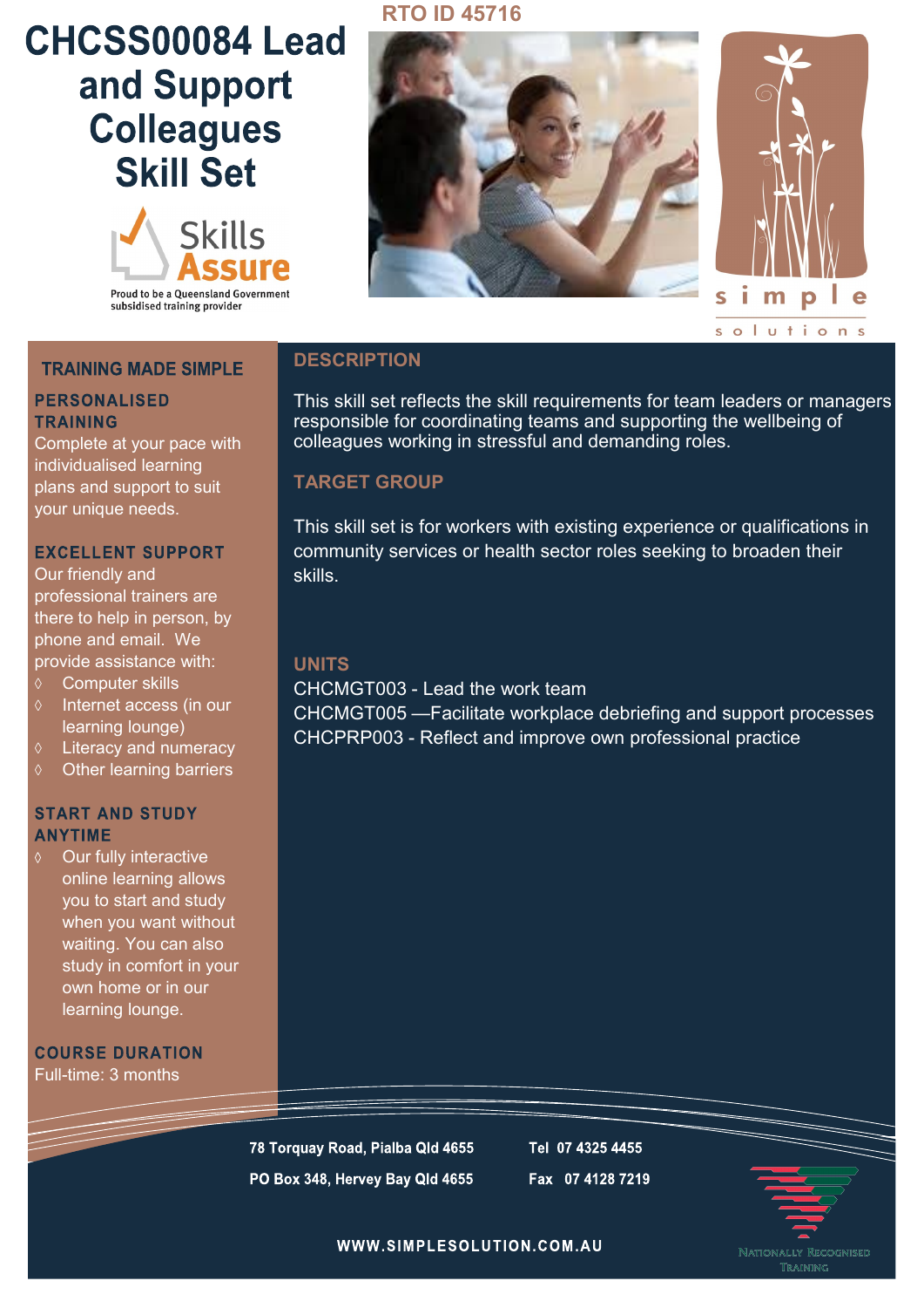# CHCSS00084 Lead and Support Colleagues Skill Set

RTO ID 45716

Skills Assure

Proud to be a Queensland Government subsidised training provider

simple solutions

## TRAINING MADE SIMPLE

### PERSONALISED TRAINING

Complete at your pace with individualised learning plans and support to suit your unique needs.

### EXCELLENT SUPPORT

Our friendly and professional trainers are there to help in person, by phone and email. We provide assistance with:

- Computer skills
- Internet access (in our learning lounge)
- Literacy and numeracy
- Other learning barriers

### START AND STUDY ANYTIME

- Our fully interactive online learning allows you to start and study when you want without waiting. You can also study in comfort in your own home or in our learning lounge.

### COURSE DURATION

Full-time: 3 months

## DESCRIPTION

This skill set reflects the skill requirements for team leaders or managers responsible for coordinating teams and supporting the wellbeing of colleagues working in stressful and demanding roles.

## TARGET GROUP

This skill set is for workers with existing experience or qualifications in community services or health sector roles seeking to broaden their skills.

## UNITS

CHCMGT003 - Lead the work team

CHCMGT005 —Facilitate workplace debriefing and support processes

CHCPRP003 - Reflect and improve own professional practice

78 Torquay Road, Pialba Qld 4655

PO Box 348, Hervey Bay Qld 4655

Tel 07 4325 4455

Fax 07 4128 7219

WWW.SIMPLESOLUTION.COM.AU

Nationally Recognised Training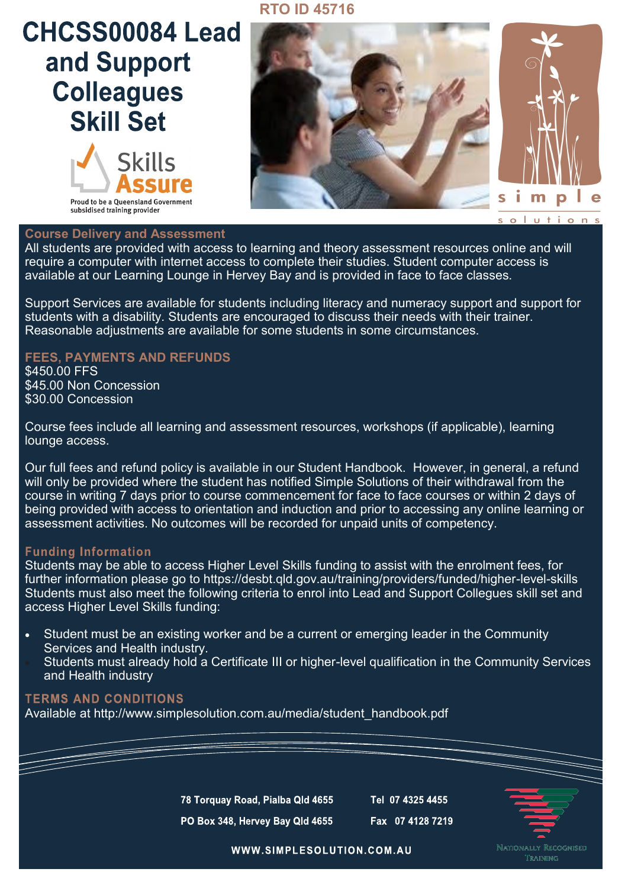RTO ID 45716

# CHCSS00084 Lead and Support Colleagues Skill Set

Skills Assure

Proud to be a Queensland Government subsidised training provider

simple solutions

## Course Delivery and Assessment

All students are provided with access to learning and theory assessment resources online and will require a computer with internet access to complete their studies. Student computer access is available at our Learning Lounge in Hervey Bay and is provided in face to face classes.

Support Services are available for students including literacy and numeracy support and support for students with a disability. Students are encouraged to discuss their needs with their trainer. Reasonable adjustments are available for some students in some circumstances.

## FEES, PAYMENTS AND REFUNDS

$450.00 FFS
$45.00 Non Concession
$30.00 Concession

Course fees include all learning and assessment resources, workshops (if applicable), learning lounge access.

Our full fees and refund policy is available in our Student Handbook. However, in general, a refund will only be provided where the student has notified Simple Solutions of their withdrawal from the course in writing 7 days prior to course commencement for face to face courses or within 2 days of being provided with access to orientation and induction and prior to accessing any online learning or assessment activities. No outcomes will be recorded for unpaid units of competency.

## Funding Information

Students may be able to access Higher Level Skills funding to assist with the enrolment fees, for further information please go to https://desbt.qld.gov.au/training/providers/funded/higher-level-skills
Students must also meet the following criteria to enrol into Lead and Support Collegues skill set and access Higher Level Skills funding:

- Student must be an existing worker and be a current or emerging leader in the Community Services and Health industry.
- Students must already hold a Certificate III or higher-level qualification in the Community Services and Health industry

## TERMS AND CONDITIONS

Available at http://www.simplesolution.com.au/media/student_handbook.pdf

**78 Torquay Road, Pialba Qld 4655** **Tel 07 4325 4455**
**PO Box 348, Hervey Bay Qld 4655** **Fax 07 4128 7219**

**WWW.SIMPLESOLUTION.COM.AU**

Nationally Recognised Training